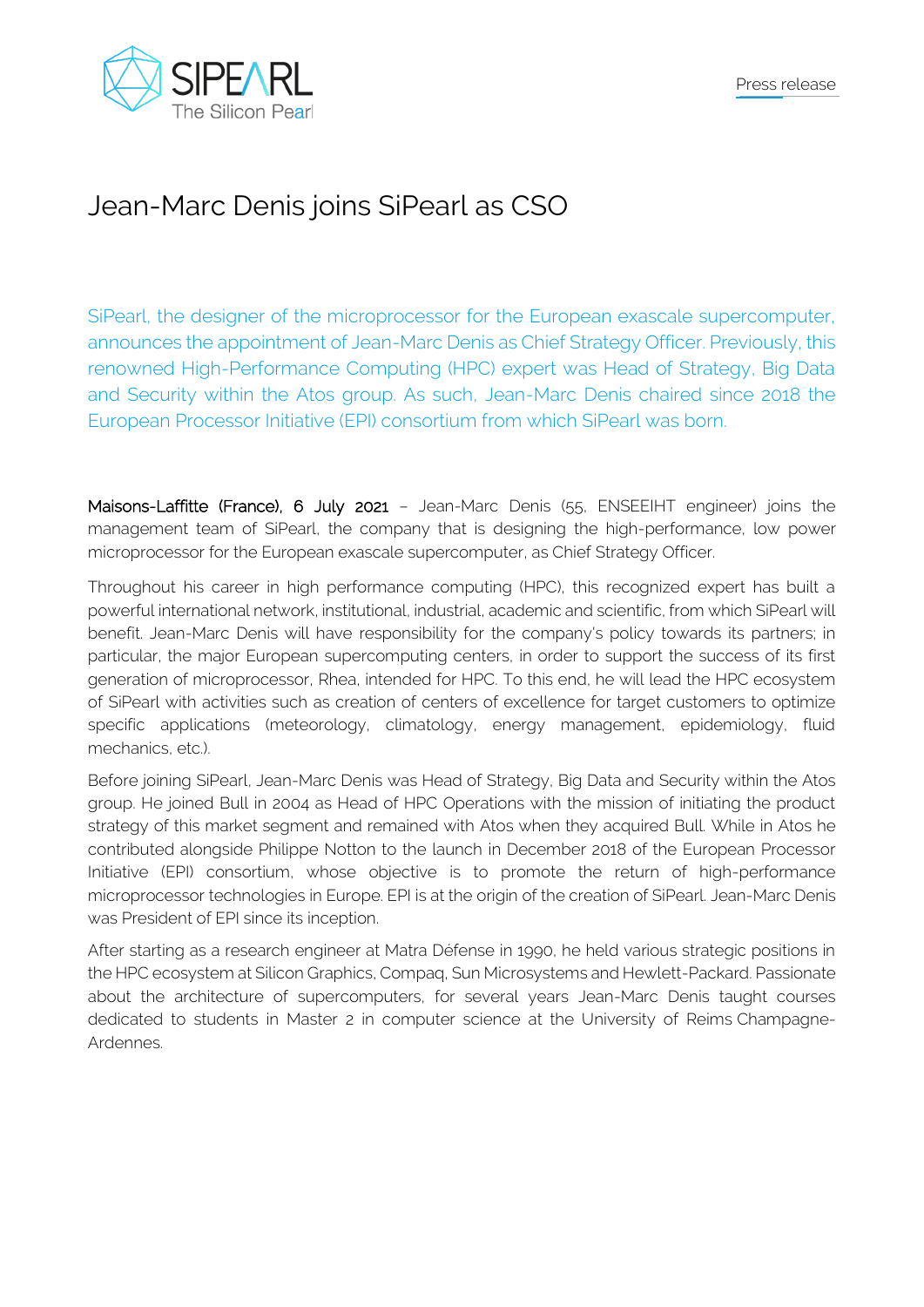Press release

# Jean-Marc Denis joins SiPearl as CSO

SiPearl, the designer of the microprocessor for the European exascale supercomputer, announces the appointment of Jean-Marc Denis as Chief Strategy Officer. Previously, this renowned High-Performance Computing (HPC) expert was Head of Strategy, Big Data and Security within the Atos group. As such, Jean-Marc Denis chaired since 2018 the European Processor Initiative (EPI) consortium from which SiPearl was born.

**Maisons-Laffitte (France), 6 July 2021** – Jean-Marc Denis (55, ENSEEIHT engineer) joins the management team of SiPearl, the company that is designing the high-performance, low power microprocessor for the European exascale supercomputer, as Chief Strategy Officer.

Throughout his career in high performance computing (HPC), this recognized expert has built a powerful international network, institutional, industrial, academic and scientific, from which SiPearl will benefit. Jean-Marc Denis will have responsibility for the company's policy towards its partners; in particular, the major European supercomputing centers, in order to support the success of its first generation of microprocessor, Rhea, intended for HPC. To this end, he will lead the HPC ecosystem of SiPearl with activities such as creation of centers of excellence for target customers to optimize specific applications (meteorology, climatology, energy management, epidemiology, fluid mechanics, etc.).

Before joining SiPearl, Jean-Marc Denis was Head of Strategy, Big Data and Security within the Atos group. He joined Bull in 2004 as Head of HPC Operations with the mission of initiating the product strategy of this market segment and remained with Atos when they acquired Bull. While in Atos he contributed alongside Philippe Notton to the launch in December 2018 of the European Processor Initiative (EPI) consortium, whose objective is to promote the return of high-performance microprocessor technologies in Europe. EPI is at the origin of the creation of SiPearl. Jean-Marc Denis was President of EPI since its inception.

After starting as a research engineer at Matra Défense in 1990, he held various strategic positions in the HPC ecosystem at Silicon Graphics, Compaq, Sun Microsystems and Hewlett-Packard. Passionate about the architecture of supercomputers, for several years Jean-Marc Denis taught courses dedicated to students in Master 2 in computer science at the University of Reims Champagne-Ardennes.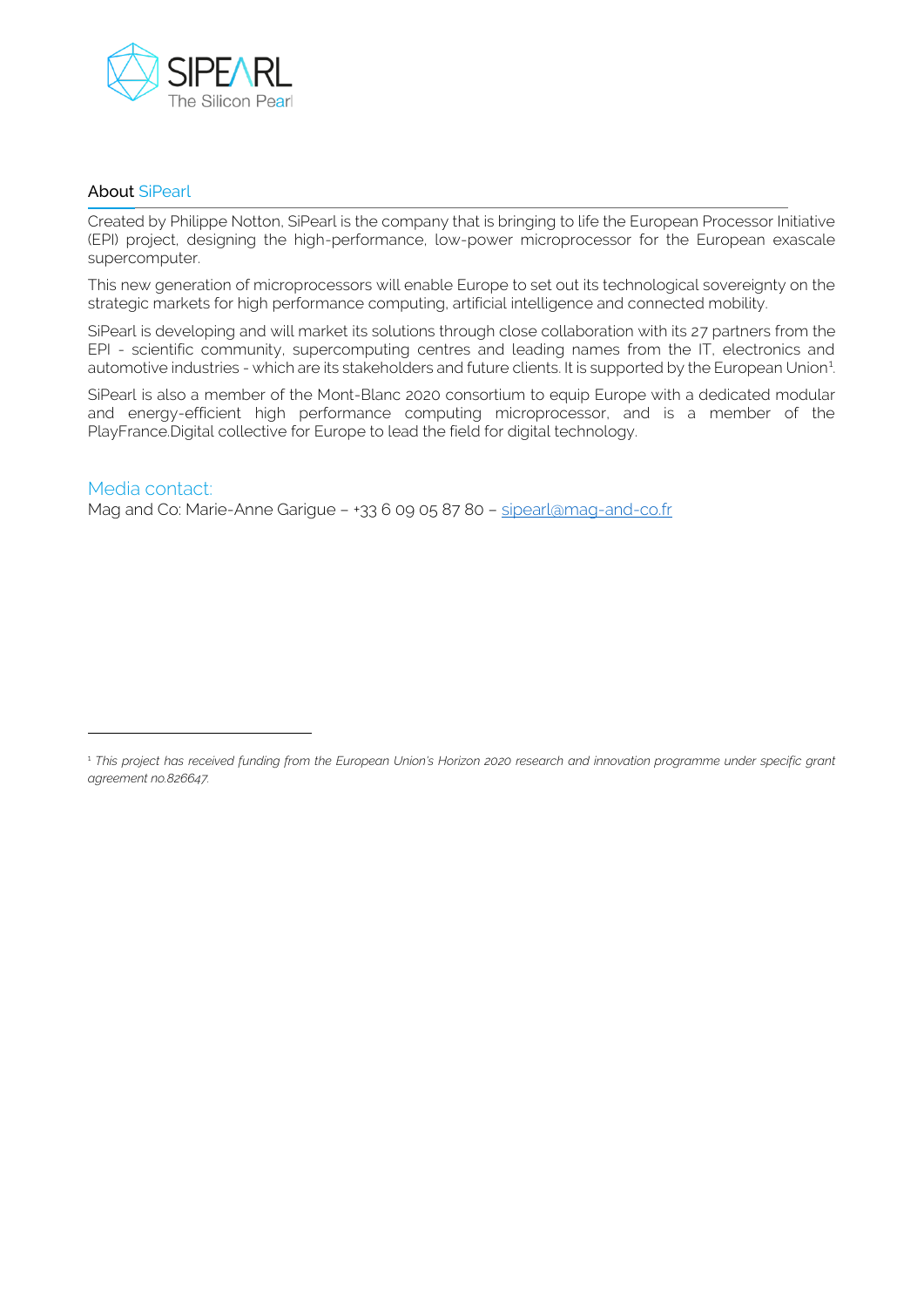## About SiPearl

Created by Philippe Notton, SiPearl is the company that is bringing to life the European Processor Initiative (EPI) project, designing the high-performance, low-power microprocessor for the European exascale supercomputer.

This new generation of microprocessors will enable Europe to set out its technological sovereignty on the strategic markets for high performance computing, artificial intelligence and connected mobility.

SiPearl is developing and will market its solutions through close collaboration with its 27 partners from the EPI - scientific community, supercomputing centres and leading names from the IT, electronics and automotive industries - which are its stakeholders and future clients. It is supported by the European Union[1].

SiPearl is also a member of the Mont-Blanc 2020 consortium to equip Europe with a dedicated modular and energy-efficient high performance computing microprocessor, and is a member of the PlayFrance.Digital collective for Europe to lead the field for digital technology.

### Media contact:

Mag and Co: Marie-Anne Garigue – +33 6 09 05 87 80 – sipearl@mag-and-co.fr

---

[1] *This project has received funding from the European Union's Horizon 2020 research and innovation programme under specific grant agreement no.826647.*